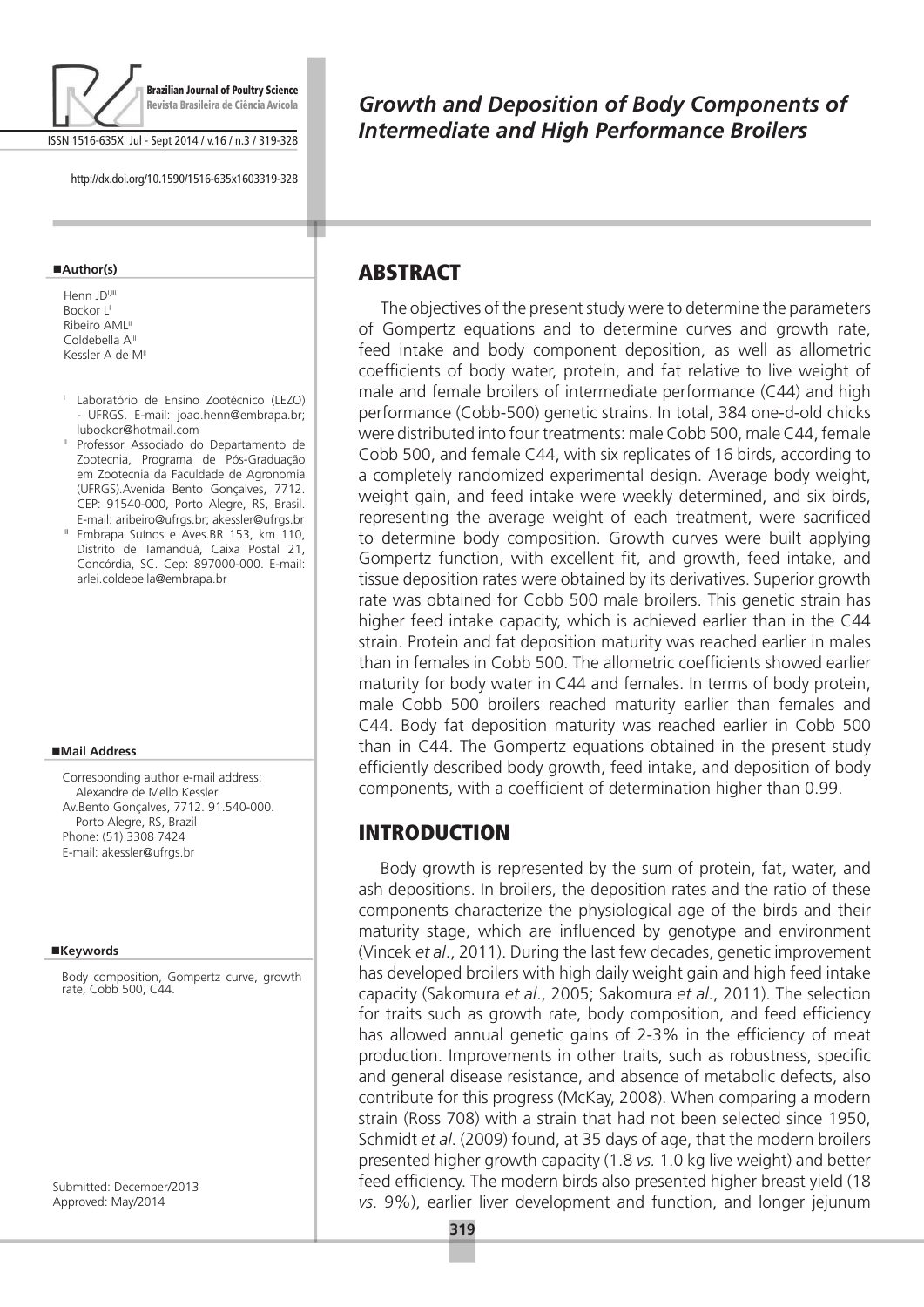# Growth and Deposition of Body Components of Intermediate and High Performance Broilers

**Author(s)**

Henn JD[I,III]
Bockor L[I]
Ribeiro AML[II]
Coldebella A[III]
Kessler A de M[II]

[I] Laboratório de Ensino Zootécnico (LEZO) - UFRGS. E-mail: joao.henn@embrapa.br; lubockor@hotmail.com

[II] Professor Associado do Departamento de Zootecnia, Programa de Pós-Graduação em Zootecnia da Faculdade de Agronomia (UFRGS).Avenida Bento Gonçalves, 7712. CEP: 91540-000, Porto Alegre, RS, Brasil. E-mail: aribeiro@ufrgs.br; akessler@ufrgs.br

[III] Embrapa Suínos e Aves.BR 153, km 110, Distrito de Tamanduá, Caixa Postal 21, Concórdia, SC. Cep: 897000-000. E-mail: arlei.coldebella@embrapa.br

**Mail Address**

Corresponding author e-mail address:
Alexandre de Mello Kessler
Av.Bento Gonçalves, 7712. 91.540-000.
Porto Alegre, RS, Brazil
Phone: (51) 3308 7424
E-mail: akessler@ufrgs.br

**Keywords**

Body composition, Gompertz curve, growth rate, Cobb 500, C44.

Submitted: December/2013
Approved: May/2014

## ABSTRACT

The objectives of the present study were to determine the parameters of Gompertz equations and to determine curves and growth rate, feed intake and body component deposition, as well as allometric coefficients of body water, protein, and fat relative to live weight of male and female broilers of intermediate performance (C44) and high performance (Cobb-500) genetic strains. In total, 384 one-d-old chicks were distributed into four treatments: male Cobb 500, male C44, female Cobb 500, and female C44, with six replicates of 16 birds, according to a completely randomized experimental design. Average body weight, weight gain, and feed intake were weekly determined, and six birds, representing the average weight of each treatment, were sacrificed to determine body composition. Growth curves were built applying Gompertz function, with excellent fit, and growth, feed intake, and tissue deposition rates were obtained by its derivatives. Superior growth rate was obtained for Cobb 500 male broilers. This genetic strain has higher feed intake capacity, which is achieved earlier than in the C44 strain. Protein and fat deposition maturity was reached earlier in males than in females in Cobb 500. The allometric coefficients showed earlier maturity for body water in C44 and females. In terms of body protein, male Cobb 500 broilers reached maturity earlier than females and C44. Body fat deposition maturity was reached earlier in Cobb 500 than in C44. The Gompertz equations obtained in the present study efficiently described body growth, feed intake, and deposition of body components, with a coefficient of determination higher than 0.99.

## INTRODUCTION

Body growth is represented by the sum of protein, fat, water, and ash depositions. In broilers, the deposition rates and the ratio of these components characterize the physiological age of the birds and their maturity stage, which are influenced by genotype and environment (Vincek *et al*., 2011). During the last few decades, genetic improvement has developed broilers with high daily weight gain and high feed intake capacity (Sakomura *et al*., 2005; Sakomura *et al*., 2011). The selection for traits such as growth rate, body composition, and feed efficiency has allowed annual genetic gains of 2-3% in the efficiency of meat production. Improvements in other traits, such as robustness, specific and general disease resistance, and absence of metabolic defects, also contribute for this progress (McKay, 2008). When comparing a modern strain (Ross 708) with a strain that had not been selected since 1950, Schmidt *et al*. (2009) found, at 35 days of age, that the modern broilers presented higher growth capacity (1.8 *vs.* 1.0 kg live weight) and better feed efficiency. The modern birds also presented higher breast yield (18 *vs*. 9%), earlier liver development and function, and longer jejunum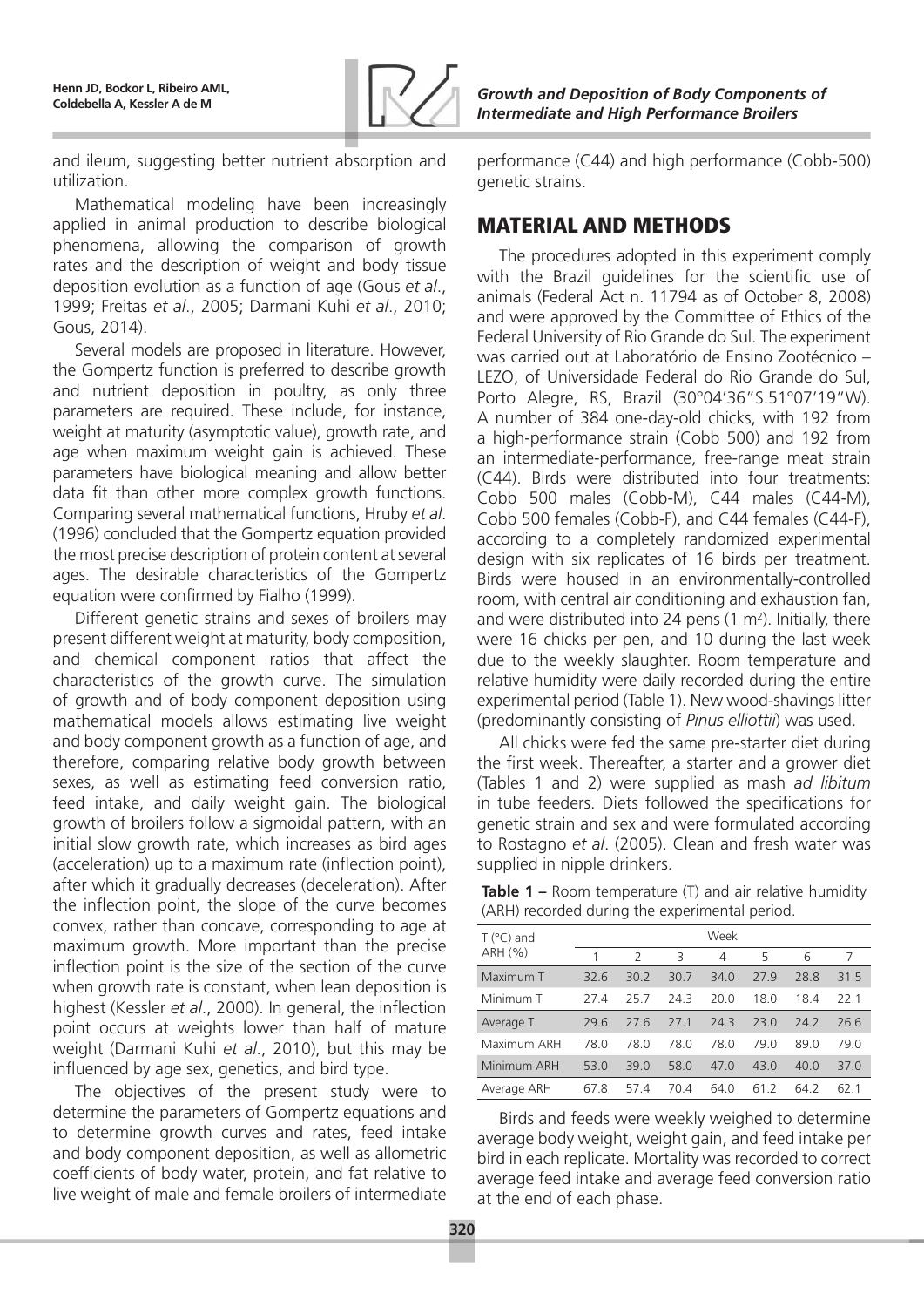and ileum, suggesting better nutrient absorption and utilization.

Mathematical modeling have been increasingly applied in animal production to describe biological phenomena, allowing the comparison of growth rates and the description of weight and body tissue deposition evolution as a function of age (Gous *et al*., 1999; Freitas *et al*., 2005; Darmani Kuhi *et al*., 2010; Gous, 2014).

Several models are proposed in literature. However, the Gompertz function is preferred to describe growth and nutrient deposition in poultry, as only three parameters are required. These include, for instance, weight at maturity (asymptotic value), growth rate, and age when maximum weight gain is achieved. These parameters have biological meaning and allow better data fit than other more complex growth functions. Comparing several mathematical functions, Hruby *et al*. (1996) concluded that the Gompertz equation provided the most precise description of protein content at several ages. The desirable characteristics of the Gompertz equation were confirmed by Fialho (1999).

Different genetic strains and sexes of broilers may present different weight at maturity, body composition, and chemical component ratios that affect the characteristics of the growth curve. The simulation of growth and of body component deposition using mathematical models allows estimating live weight and body component growth as a function of age, and therefore, comparing relative body growth between sexes, as well as estimating feed conversion ratio, feed intake, and daily weight gain. The biological growth of broilers follow a sigmoidal pattern, with an initial slow growth rate, which increases as bird ages (acceleration) up to a maximum rate (inflection point), after which it gradually decreases (deceleration). After the inflection point, the slope of the curve becomes convex, rather than concave, corresponding to age at maximum growth. More important than the precise inflection point is the size of the section of the curve when growth rate is constant, when lean deposition is highest (Kessler *et al*., 2000). In general, the inflection point occurs at weights lower than half of mature weight (Darmani Kuhi *et al*., 2010), but this may be influenced by age sex, genetics, and bird type.

The objectives of the present study were to determine the parameters of Gompertz equations and to determine growth curves and rates, feed intake and body component deposition, as well as allometric coefficients of body water, protein, and fat relative to live weight of male and female broilers of intermediate performance (C44) and high performance (Cobb-500) genetic strains.

## MATERIAL AND METHODS

The procedures adopted in this experiment comply with the Brazil guidelines for the scientific use of animals (Federal Act n. 11794 as of October 8, 2008) and were approved by the Committee of Ethics of the Federal University of Rio Grande do Sul. The experiment was carried out at Laboratório de Ensino Zootécnico – LEZO, of Universidade Federal do Rio Grande do Sul, Porto Alegre, RS, Brazil (30°04'36"S.51°07'19"W). A number of 384 one-day-old chicks, with 192 from a high-performance strain (Cobb 500) and 192 from an intermediate-performance, free-range meat strain (C44). Birds were distributed into four treatments: Cobb 500 males (Cobb-M), C44 males (C44-M), Cobb 500 females (Cobb-F), and C44 females (C44-F), according to a completely randomized experimental design with six replicates of 16 birds per treatment. Birds were housed in an environmentally-controlled room, with central air conditioning and exhaustion fan, and were distributed into 24 pens (1 $m^2$). Initially, there were 16 chicks per pen, and 10 during the last week due to the weekly slaughter. Room temperature and relative humidity were daily recorded during the entire experimental period (Table 1). New wood-shavings litter (predominantly consisting of *Pinus elliottii*) was used.

All chicks were fed the same pre-starter diet during the first week. Thereafter, a starter and a grower diet (Tables 1 and 2) were supplied as mash *ad libitum* in tube feeders. Diets followed the specifications for genetic strain and sex and were formulated according to Rostagno *et al*. (2005). Clean and fresh water was supplied in nipple drinkers.

**Table 1 –** Room temperature (T) and air relative humidity (ARH) recorded during the experimental period.

| T (°C) and ARH (%) | Week | | | | | | |
|---|---|---|---|---|---|---|---|
| | 1 | 2 | 3 | 4 | 5 | 6 | 7 |
| Maximum T | 32.6 | 30.2 | 30.7 | 34.0 | 27.9 | 28.8 | 31.5 |
| Minimum T | 27.4 | 25.7 | 24.3 | 20.0 | 18.0 | 18.4 | 22.1 |
| Average T | 29.6 | 27.6 | 27.1 | 24.3 | 23.0 | 24.2 | 26.6 |
| Maximum ARH | 78.0 | 78.0 | 78.0 | 78.0 | 79.0 | 89.0 | 79.0 |
| Minimum ARH | 53.0 | 39.0 | 58.0 | 47.0 | 43.0 | 40.0 | 37.0 |
| Average ARH | 67.8 | 57.4 | 70.4 | 64.0 | 61.2 | 64.2 | 62.1 |

Birds and feeds were weekly weighed to determine average body weight, weight gain, and feed intake per bird in each replicate. Mortality was recorded to correct average feed intake and average feed conversion ratio at the end of each phase.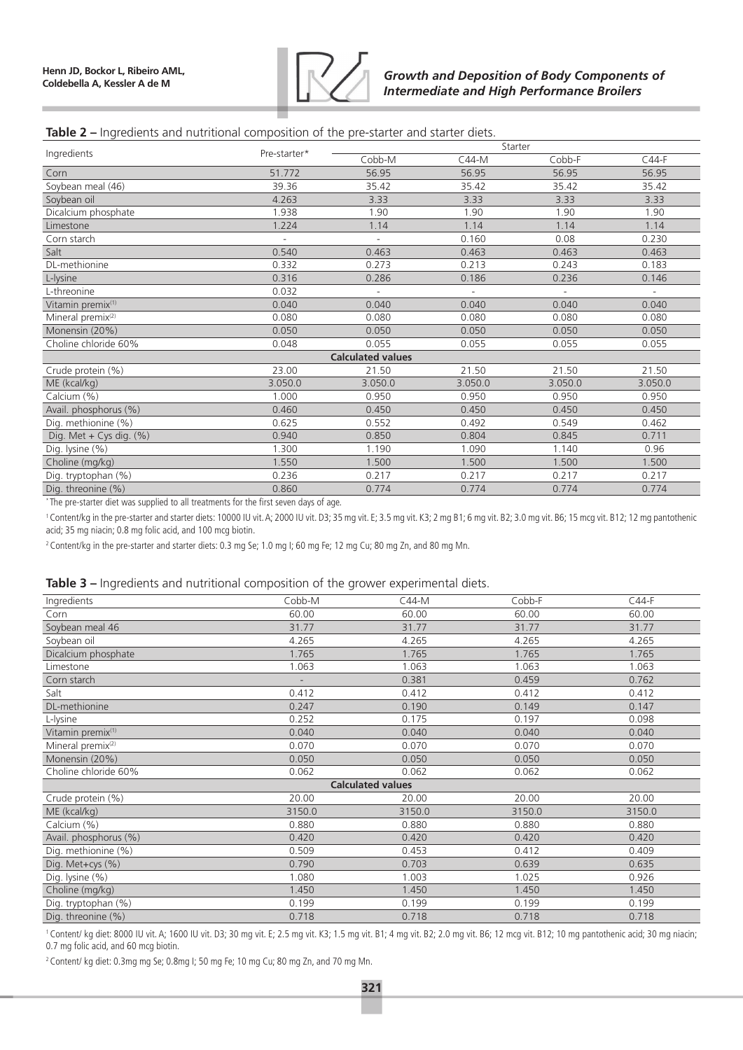**Table 2 –** Ingredients and nutritional composition of the pre-starter and starter diets.

| Ingredients | Pre-starter* | Starter | | | |
|---|---|---|---|---|---|
| | | Cobb-M | C44-M | Cobb-F | C44-F |
| Corn | 51.772 | 56.95 | 56.95 | 56.95 | 56.95 |
| Soybean meal (46) | 39.36 | 35.42 | 35.42 | 35.42 | 35.42 |
| Soybean oil | 4.263 | 3.33 | 3.33 | 3.33 | 3.33 |
| Dicalcium phosphate | 1.938 | 1.90 | 1.90 | 1.90 | 1.90 |
| Limestone | 1.224 | 1.14 | 1.14 | 1.14 | 1.14 |
| Corn starch | - | - | 0.160 | 0.08 | 0.230 |
| Salt | 0.540 | 0.463 | 0.463 | 0.463 | 0.463 |
| DL-methionine | 0.332 | 0.273 | 0.213 | 0.243 | 0.183 |
| L-lysine | 0.316 | 0.286 | 0.186 | 0.236 | 0.146 |
| L-threonine | 0.032 | - | - | - | - |
| Vitamin premix[1] | 0.040 | 0.040 | 0.040 | 0.040 | 0.040 |
| Mineral premix[2] | 0.080 | 0.080 | 0.080 | 0.080 | 0.080 |
| Monensin (20%) | 0.050 | 0.050 | 0.050 | 0.050 | 0.050 |
| Choline chloride 60% | 0.048 | 0.055 | 0.055 | 0.055 | 0.055 |
| **Calculated values** | | | | | |
| Crude protein (%) | 23.00 | 21.50 | 21.50 | 21.50 | 21.50 |
| ME (kcal/kg) | 3.050.0 | 3.050.0 | 3.050.0 | 3.050.0 | 3.050.0 |
| Calcium (%) | 1.000 | 0.950 | 0.950 | 0.950 | 0.950 |
| Avail. phosphorus (%) | 0.460 | 0.450 | 0.450 | 0.450 | 0.450 |
| Dig. methionine (%) | 0.625 | 0.552 | 0.492 | 0.549 | 0.462 |
| Dig. Met + Cys dig. (%) | 0.940 | 0.850 | 0.804 | 0.845 | 0.711 |
| Dig. lysine (%) | 1.300 | 1.190 | 1.090 | 1.140 | 0.96 |
| Choline (mg/kg) | 1.550 | 1.500 | 1.500 | 1.500 | 1.500 |
| Dig. tryptophan (%) | 0.236 | 0.217 | 0.217 | 0.217 | 0.217 |
| Dig. threonine (%) | 0.860 | 0.774 | 0.774 | 0.774 | 0.774 |

* The pre-starter diet was supplied to all treatments for the first seven days of age.

[1] Content/kg in the pre-starter and starter diets: 10000 IU vit. A; 2000 IU vit. D3; 35 mg vit. E; 3.5 mg vit. K3; 2 mg B1; 6 mg vit. B2; 3.0 mg vit. B6; 15 mcg vit. B12; 12 mg pantothenic acid; 35 mg niacin; 0.8 mg folic acid, and 100 mcg biotin.

[2] Content/kg in the pre-starter and starter diets: 0.3 mg Se; 1.0 mg I; 60 mg Fe; 12 mg Cu; 80 mg Zn, and 80 mg Mn.

**Table 3 –** Ingredients and nutritional composition of the grower experimental diets.

| Ingredients | Cobb-M | C44-M | Cobb-F | C44-F |
|---|---|---|---|---|
| Corn | 60.00 | 60.00 | 60.00 | 60.00 |
| Soybean meal 46 | 31.77 | 31.77 | 31.77 | 31.77 |
| Soybean oil | 4.265 | 4.265 | 4.265 | 4.265 |
| Dicalcium phosphate | 1.765 | 1.765 | 1.765 | 1.765 |
| Limestone | 1.063 | 1.063 | 1.063 | 1.063 |
| Corn starch | - | 0.381 | 0.459 | 0.762 |
| Salt | 0.412 | 0.412 | 0.412 | 0.412 |
| DL-methionine | 0.247 | 0.190 | 0.149 | 0.147 |
| L-lysine | 0.252 | 0.175 | 0.197 | 0.098 |
| Vitamin premix[1] | 0.040 | 0.040 | 0.040 | 0.040 |
| Mineral premix[2] | 0.070 | 0.070 | 0.070 | 0.070 |
| Monensin (20%) | 0.050 | 0.050 | 0.050 | 0.050 |
| Choline chloride 60% | 0.062 | 0.062 | 0.062 | 0.062 |
| **Calculated values** | | | | |
| Crude protein (%) | 20.00 | 20.00 | 20.00 | 20.00 |
| ME (kcal/kg) | 3150.0 | 3150.0 | 3150.0 | 3150.0 |
| Calcium (%) | 0.880 | 0.880 | 0.880 | 0.880 |
| Avail. phosphorus (%) | 0.420 | 0.420 | 0.420 | 0.420 |
| Dig. methionine (%) | 0.509 | 0.453 | 0.412 | 0.409 |
| Dig. Met+cys (%) | 0.790 | 0.703 | 0.639 | 0.635 |
| Dig. lysine (%) | 1.080 | 1.003 | 1.025 | 0.926 |
| Choline (mg/kg) | 1.450 | 1.450 | 1.450 | 1.450 |
| Dig. tryptophan (%) | 0.199 | 0.199 | 0.199 | 0.199 |
| Dig. threonine (%) | 0.718 | 0.718 | 0.718 | 0.718 |

[1] Content/ kg diet: 8000 IU vit. A; 1600 IU vit. D3; 30 mg vit. E; 2.5 mg vit. K3; 1.5 mg vit. B1; 4 mg vit. B2; 2.0 mg vit. B6; 12 mcg vit. B12; 10 mg pantothenic acid; 30 mg niacin; 0.7 mg folic acid, and 60 mcg biotin.

[2] Content/ kg diet: 0.3mg mg Se; 0.8mg I; 50 mg Fe; 10 mg Cu; 80 mg Zn, and 70 mg Mn.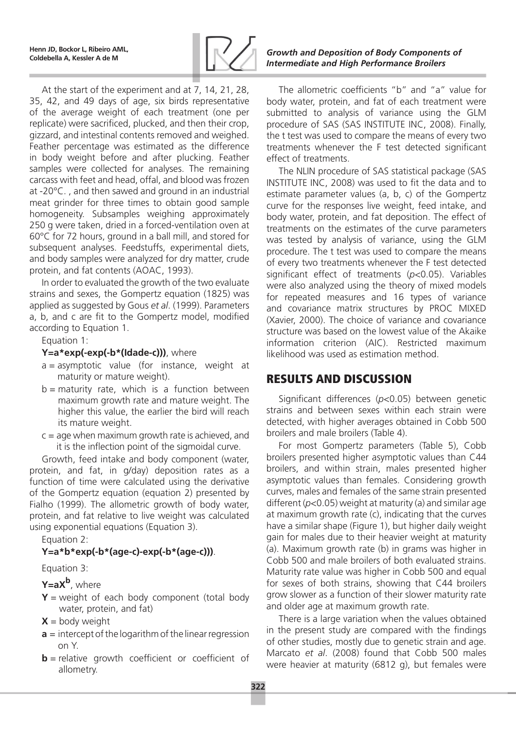At the start of the experiment and at 7, 14, 21, 28, 35, 42, and 49 days of age, six birds representative of the average weight of each treatment (one per replicate) were sacrificed, plucked, and then their crop, gizzard, and intestinal contents removed and weighed. Feather percentage was estimated as the difference in body weight before and after plucking. Feather samples were collected for analyses. The remaining carcass with feet and head, offal, and blood was frozen at -20°C. , and then sawed and ground in an industrial meat grinder for three times to obtain good sample homogeneity. Subsamples weighing approximately 250 g were taken, dried in a forced-ventilation oven at 60°C for 72 hours, ground in a ball mill, and stored for subsequent analyses. Feedstuffs, experimental diets, and body samples were analyzed for dry matter, crude protein, and fat contents (AOAC, 1993).

In order to evaluated the growth of the two evaluate strains and sexes, the Gompertz equation (1825) was applied as suggested by Gous *et al*. (1999). Parameters a, b, and c are fit to the Gompertz model, modified according to Equation 1.

Equation 1:

**Y=a*exp(-exp(-b*(Idade-c)))**, where

- a = asymptotic value (for instance, weight at maturity or mature weight).
- b = maturity rate, which is a function between maximum growth rate and mature weight. The higher this value, the earlier the bird will reach its mature weight.
- c = age when maximum growth rate is achieved, and it is the inflection point of the sigmoidal curve.

Growth, feed intake and body component (water, protein, and fat, in g/day) deposition rates as a function of time were calculated using the derivative of the Gompertz equation (equation 2) presented by Fialho (1999). The allometric growth of body water, protein, and fat relative to live weight was calculated using exponential equations (Equation 3).

Equation 2:

**Y=a*b*exp(-b*(age-c)-exp(-b*(age-c)))**.

Equation 3:

**$Y=aX^{b}$**, where

- **Y** = weight of each body component (total body water, protein, and fat)
- **X** = body weight
- **a** = intercept of the logarithm of the linear regression on Y.
- **b** = relative growth coefficient or coefficient of allometry.

The allometric coefficients "b" and "a" value for body water, protein, and fat of each treatment were submitted to analysis of variance using the GLM procedure of SAS (SAS INSTITUTE INC, 2008). Finally, the t test was used to compare the means of every two treatments whenever the F test detected significant effect of treatments.

The NLIN procedure of SAS statistical package (SAS INSTITUTE INC, 2008) was used to fit the data and to estimate parameter values (a, b, c) of the Gompertz curve for the responses live weight, feed intake, and body water, protein, and fat deposition. The effect of treatments on the estimates of the curve parameters was tested by analysis of variance, using the GLM procedure. The t test was used to compare the means of every two treatments whenever the F test detected significant effect of treatments ($p<0.05$). Variables were also analyzed using the theory of mixed models for repeated measures and 16 types of variance and covariance matrix structures by PROC MIXED (Xavier, 2000). The choice of variance and covariance structure was based on the lowest value of the Akaike information criterion (AIC). Restricted maximum likelihood was used as estimation method.

## RESULTS AND DISCUSSION

Significant differences ($p<0.05$) between genetic strains and between sexes within each strain were detected, with higher averages obtained in Cobb 500 broilers and male broilers (Table 4).

For most Gompertz parameters (Table 5), Cobb broilers presented higher asymptotic values than C44 broilers, and within strain, males presented higher asymptotic values than females. Considering growth curves, males and females of the same strain presented different ($p<0.05$) weight at maturity (a) and similar age at maximum growth rate (c), indicating that the curves have a similar shape (Figure 1), but higher daily weight gain for males due to their heavier weight at maturity (a). Maximum growth rate (b) in grams was higher in Cobb 500 and male broilers of both evaluated strains. Maturity rate value was higher in Cobb 500 and equal for sexes of both strains, showing that C44 broilers grow slower as a function of their slower maturity rate and older age at maximum growth rate.

There is a large variation when the values obtained in the present study are compared with the findings of other studies, mostly due to genetic strain and age. Marcato *et al*. (2008) found that Cobb 500 males were heavier at maturity (6812 g), but females were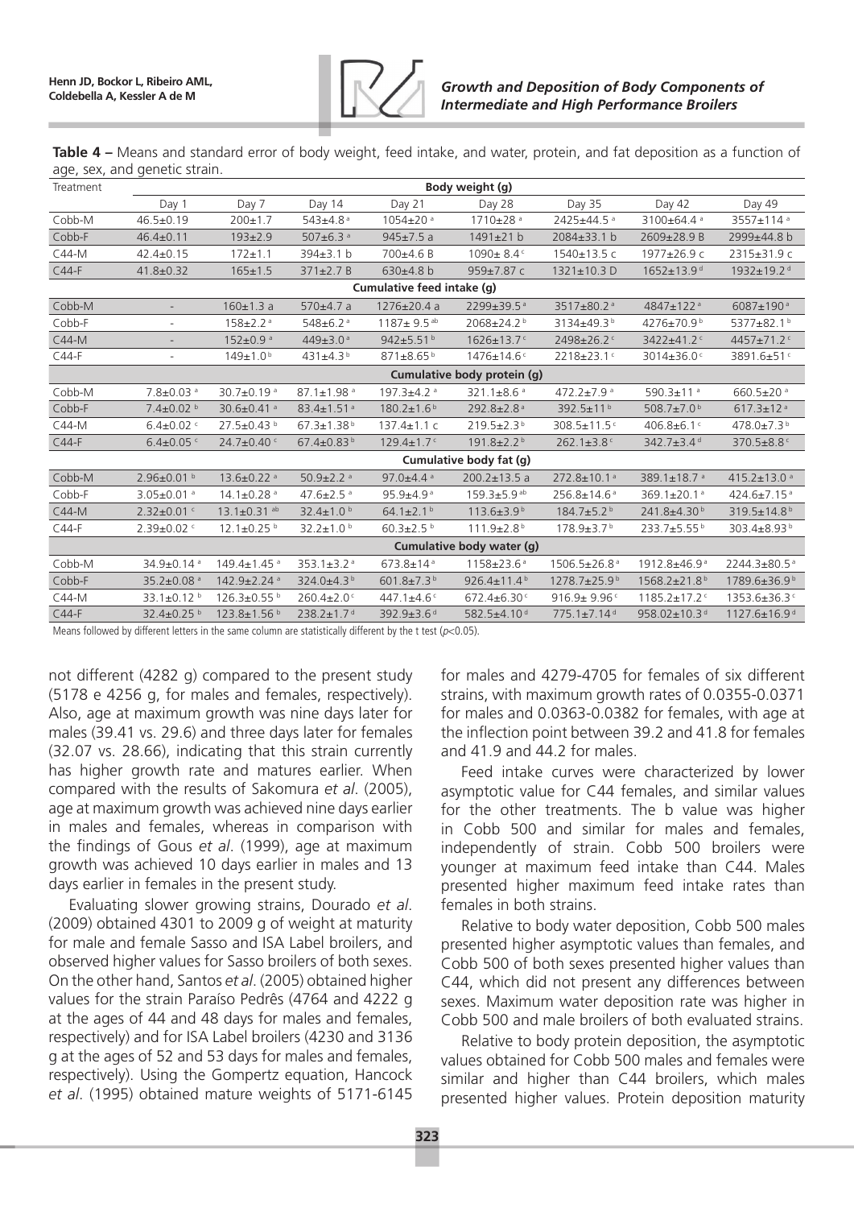**Table 4 –** Means and standard error of body weight, feed intake, and water, protein, and fat deposition as a function of age, sex, and genetic strain.

| Treatment | Body weight (g) | | | | | | | |
|---|---|---|---|---|---|---|---|---|
| | Day 1 | Day 7 | Day 14 | Day 21 | Day 28 | Day 35 | Day 42 | Day 49 |
| Cobb-M | 46.5±0.19 | 200±1.7 | 543±4.8 a | 1054±20 a | 1710±28 a | 2425±44.5 a | 3100±64.4 a | 3557±114 a |
| Cobb-F | 46.4±0.11 | 193±2.9 | 507±6.3 a | 945±7.5 a | 1491±21 b | 2084±33.1 b | 2609±28.9 B | 2999±44.8 b |
| C44-M | 42.4±0.15 | 172±1.1 | 394±3.1 b | 700±4.6 B | 1090± 8.4 c | 1540±13.5 c | 1977±26.9 c | 2315±31.9 c |
| C44-F | 41.8±0.32 | 165±1.5 | 371±2.7 B | 630±4.8 b | 959±7.87 c | 1321±10.3 D | 1652±13.9 d | 1932±19.2 d |
| | Cumulative feed intake (g) | | | | | | | |
| Cobb-M | - | 160±1.3 a | 570±4.7 a | 1276±20.4 a | 2299±39.5 a | 3517±80.2 a | 4847±122 a | 6087±190 a |
| Cobb-F | - | 158±2.2 a | 548±6.2 a | 1187± 9.5 ab | 2068±24.2 b | 3134±49.3 b | 4276±70.9 b | 5377±82.1 b |
| C44-M | - | 152±0.9 a | 449±3.0 a | 942±5.51 b | 1626±13.7 c | 2498±26.2 c | 3422±41.2 c | 4457±71.2 c |
| C44-F | - | 149±1.0 b | 431±4.3 b | 871±8.65 b | 1476±14.6 c | 2218±23.1 c | 3014±36.0 c | 3891.6±51 c |
| | Cumulative body protein (g) | | | | | | | |
| Cobb-M | 7.8±0.03 a | 30.7±0.19 a | 87.1±1.98 a | 197.3±4.2 a | 321.1±8.6 a | 472.2±7.9 a | 590.3±11 a | 660.5±20 a |
| Cobb-F | 7.4±0.02 b | 30.6±0.41 a | 83.4±1.51 a | 180.2±1.6 b | 292.8±2.8 a | 392.5±11 b | 508.7±7.0 b | 617.3±12 a |
| C44-M | 6.4±0.02 c | 27.5±0.43 b | 67.3±1.38 b | 137.4±1.1 c | 219.5±2.3 b | 308.5±11.5 c | 406.8±6.1 c | 478.0±7.3 b |
| C44-F | 6.4±0.05 c | 24.7±0.40 c | 67.4±0.83 b | 129.4±1.7 c | 191.8±2.2 b | 262.1±3.8 c | 342.7±3.4 d | 370.5±8.8 c |
| | Cumulative body fat (g) | | | | | | | |
| Cobb-M | 2.96±0.01 b | 13.6±0.22 a | 50.9±2.2 a | 97.0±4.4 a | 200.2±13.5 a | 272.8±10.1 a | 389.1±18.7 a | 415.2±13.0 a |
| Cobb-F | 3.05±0.01 a | 14.1±0.28 a | 47.6±2.5 a | 95.9±4.9 a | 159.3±5.9 ab | 256.8±14.6 a | 369.1±20.1 a | 424.6±7.15 a |
| C44-M | 2.32±0.01 c | 13.1±0.31 ab | 32.4±1.0 b | 64.1±2.1 b | 113.6±3.9 b | 184.7±5.2 b | 241.8±4.30 b | 319.5±14.8 b |
| C44-F | 2.39±0.02 c | 12.1±0.25 b | 32.2±1.0 b | 60.3±2.5 b | 111.9±2.8 b | 178.9±3.7 b | 233.7±5.55 b | 303.4±8.93 b |
| | Cumulative body water (g) | | | | | | | |
| Cobb-M | 34.9±0.14 a | 149.4±1.45 a | 353.1±3.2 a | 673.8±14 a | 1158±23.6 a | 1506.5±26.8 a | 1912.8±46.9 a | 2244.3±80.5 a |
| Cobb-F | 35.2±0.08 a | 142.9±2.24 a | 324.0±4.3 b | 601.8±7.3 b | 926.4±11.4 b | 1278.7±25.9 b | 1568.2±21.8 b | 1789.6±36.9 b |
| C44-M | 33.1±0.12 b | 126.3±0.55 b | 260.4±2.0 c | 447.1±4.6 c | 672.4±6.30 c | 916.9± 9.96 c | 1185.2±17.2 c | 1353.6±36.3 c |
| C44-F | 32.4±0.25 b | 123.8±1.56 b | 238.2±1.7 d | 392.9±3.6 d | 582.5±4.10 d | 775.1±7.14 d | 958.02±10.3 d | 1127.6±16.9 d |

Means followed by different letters in the same column are statistically different by the t test ($p<0.05$).

not different (4282 g) compared to the present study (5178 e 4256 g, for males and females, respectively). Also, age at maximum growth was nine days later for males (39.41 vs. 29.6) and three days later for females (32.07 vs. 28.66), indicating that this strain currently has higher growth rate and matures earlier. When compared with the results of Sakomura *et al*. (2005), age at maximum growth was achieved nine days earlier in males and females, whereas in comparison with the findings of Gous *et al*. (1999), age at maximum growth was achieved 10 days earlier in males and 13 days earlier in females in the present study.

Evaluating slower growing strains, Dourado *et al*. (2009) obtained 4301 to 2009 g of weight at maturity for male and female Sasso and ISA Label broilers, and observed higher values for Sasso broilers of both sexes. On the other hand, Santos *et al*. (2005) obtained higher values for the strain Paraíso Pedrês (4764 and 4222 g at the ages of 44 and 48 days for males and females, respectively) and for ISA Label broilers (4230 and 3136 g at the ages of 52 and 53 days for males and females, respectively). Using the Gompertz equation, Hancock *et al*. (1995) obtained mature weights of 5171-6145 for males and 4279-4705 for females of six different strains, with maximum growth rates of 0.0355-0.0371 for males and 0.0363-0.0382 for females, with age at the inflection point between 39.2 and 41.8 for females and 41.9 and 44.2 for males.

Feed intake curves were characterized by lower asymptotic value for C44 females, and similar values for the other treatments. The b value was higher in Cobb 500 and similar for males and females, independently of strain. Cobb 500 broilers were younger at maximum feed intake than C44. Males presented higher maximum feed intake rates than females in both strains.

Relative to body water deposition, Cobb 500 males presented higher asymptotic values than females, and Cobb 500 of both sexes presented higher values than C44, which did not present any differences between sexes. Maximum water deposition rate was higher in Cobb 500 and male broilers of both evaluated strains.

Relative to body protein deposition, the asymptotic values obtained for Cobb 500 males and females were similar and higher than C44 broilers, which males presented higher values. Protein deposition maturity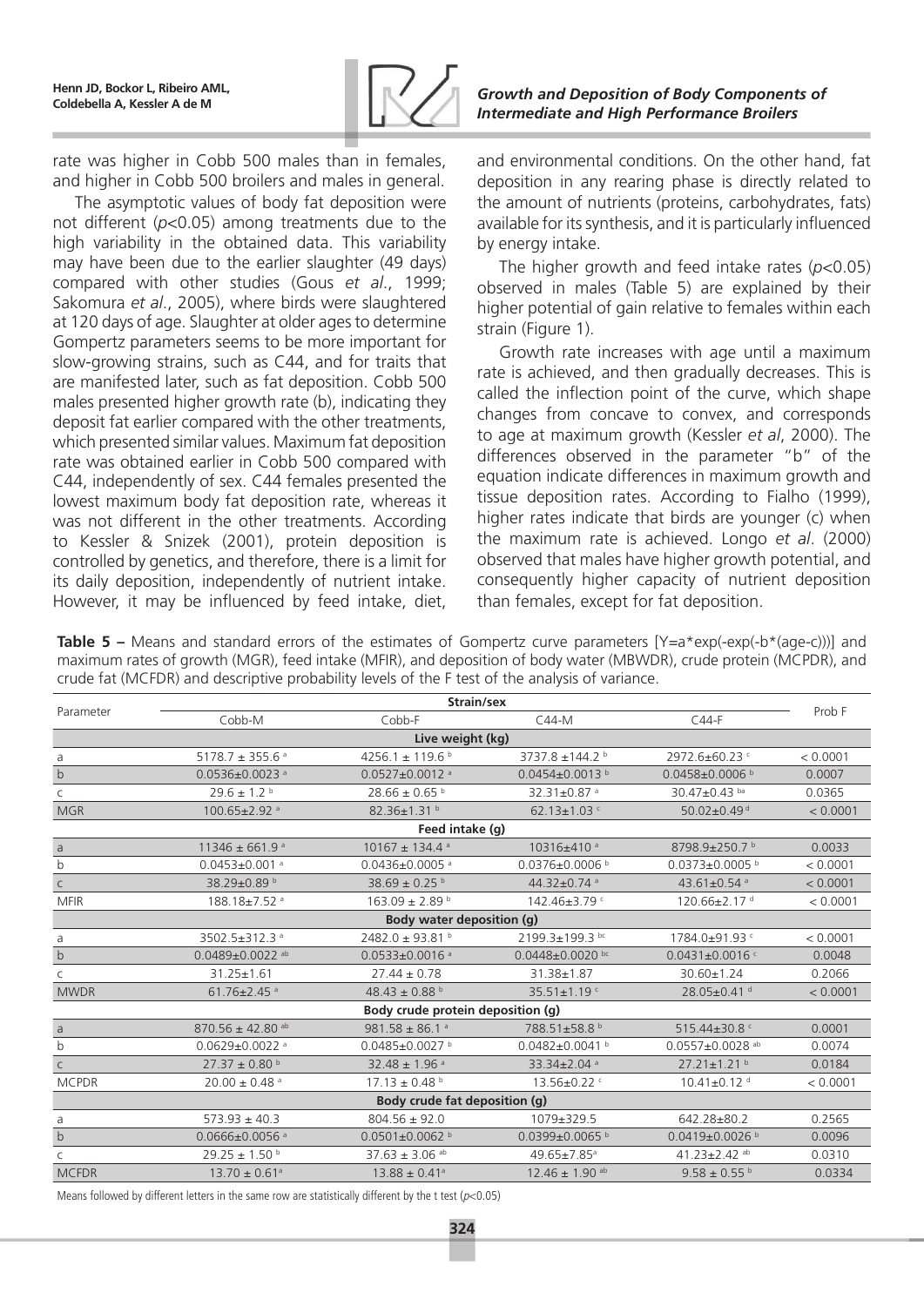rate was higher in Cobb 500 males than in females, and higher in Cobb 500 broilers and males in general.

The asymptotic values of body fat deposition were not different ($p<0.05$) among treatments due to the high variability in the obtained data. This variability may have been due to the earlier slaughter (49 days) compared with other studies (Gous *et al*., 1999; Sakomura *et al*., 2005), where birds were slaughtered at 120 days of age. Slaughter at older ages to determine Gompertz parameters seems to be more important for slow-growing strains, such as C44, and for traits that are manifested later, such as fat deposition. Cobb 500 males presented higher growth rate (b), indicating they deposit fat earlier compared with the other treatments, which presented similar values. Maximum fat deposition rate was obtained earlier in Cobb 500 compared with C44, independently of sex. C44 females presented the lowest maximum body fat deposition rate, whereas it was not different in the other treatments. According to Kessler & Snizek (2001), protein deposition is controlled by genetics, and therefore, there is a limit for its daily deposition, independently of nutrient intake. However, it may be influenced by feed intake, diet, and environmental conditions. On the other hand, fat deposition in any rearing phase is directly related to the amount of nutrients (proteins, carbohydrates, fats) available for its synthesis, and it is particularly influenced by energy intake.

The higher growth and feed intake rates ($p<0.05$) observed in males (Table 5) are explained by their higher potential of gain relative to females within each strain (Figure 1).

Growth rate increases with age until a maximum rate is achieved, and then gradually decreases. This is called the inflection point of the curve, which shape changes from concave to convex, and corresponds to age at maximum growth (Kessler *et al*, 2000). The differences observed in the parameter "b" of the equation indicate differences in maximum growth and tissue deposition rates. According to Fialho (1999), higher rates indicate that birds are younger (c) when the maximum rate is achieved. Longo *et al*. (2000) observed that males have higher growth potential, and consequently higher capacity of nutrient deposition than females, except for fat deposition.

**Table 5 –** Means and standard errors of the estimates of Gompertz curve parameters [Y=a\*exp(-exp(-b\*(age-c)))] and maximum rates of growth (MGR), feed intake (MFIR), and deposition of body water (MBWDR), crude protein (MCPDR), and crude fat (MCFDR) and descriptive probability levels of the F test of the analysis of variance.

| Parameter | Strain/sex | | | | Prob F |
|---|---|---|---|---|---|
| | Cobb-M | Cobb-F | C44-M | C44-F | |
| **Live weight (kg)** | | | | | |
| a | 5178.7 ± 355.6 [a] | 4256.1 ± 119.6 [b] | 3737.8 ±144.2 [b] | 2972.6±60.23 [c] | < 0.0001 |
| b | 0.0536±0.0023 [a] | 0.0527±0.0012 [a] | 0.0454±0.0013 [b] | 0.0458±0.0006 [b] | 0.0007 |
| c | 29.6 ± 1.2 [b] | 28.66 ± 0.65 [b] | 32.31±0.87 [a] | 30.47±0.43 [ba] | 0.0365 |
| MGR | 100.65±2.92 [a] | 82.36±1.31 [b] | 62.13±1.03 [c] | 50.02±0.49 [d] | < 0.0001 |
| **Feed intake (g)** | | | | | |
| a | 11346 ± 661.9 [a] | 10167 ± 134.4 [a] | 10316±410 [a] | 8798.9±250.7 [b] | 0.0033 |
| b | 0.0453±0.001 [a] | 0.0436±0.0005 [a] | 0.0376±0.0006 [b] | 0.0373±0.0005 [b] | < 0.0001 |
| c | 38.29±0.89 [b] | 38.69 ± 0.25 [b] | 44.32±0.74 [a] | 43.61±0.54 [a] | < 0.0001 |
| MFIR | 188.18±7.52 [a] | 163.09 ± 2.89 [b] | 142.46±3.79 [c] | 120.66±2.17 [d] | < 0.0001 |
| **Body water deposition (g)** | | | | | |
| a | 3502.5±312.3 [a] | 2482.0 ± 93.81 [b] | 2199.3±199.3 [bc] | 1784.0±91.93 [c] | < 0.0001 |
| b | 0.0489±0.0022 [ab] | 0.0533±0.0016 [a] | 0.0448±0.0020 [bc] | 0.0431±0.0016 [c] | 0.0048 |
| c | 31.25±1.61 | 27.44 ± 0.78 | 31.38±1.87 | 30.60±1.24 | 0.2066 |
| MWDR | 61.76±2.45 [a] | 48.43 ± 0.88 [b] | 35.51±1.19 [c] | 28.05±0.41 [d] | < 0.0001 |
| **Body crude protein deposition (g)** | | | | | |
| a | 870.56 ± 42.80 [ab] | 981.58 ± 86.1 [a] | 788.51±58.8 [b] | 515.44±30.8 [c] | 0.0001 |
| b | 0.0629±0.0022 [a] | 0.0485±0.0027 [b] | 0.0482±0.0041 [b] | 0.0557±0.0028 [ab] | 0.0074 |
| c | 27.37 ± 0.80 [b] | 32.48 ± 1.96 [a] | 33.34±2.04 [a] | 27.21±1.21 [b] | 0.0184 |
| MCPDR | 20.00 ± 0.48 [a] | 17.13 ± 0.48 [b] | 13.56±0.22 [c] | 10.41±0.12 [d] | < 0.0001 |
| **Body crude fat deposition (g)** | | | | | |
| a | 573.93 ± 40.3 | 804.56 ± 92.0 | 1079±329.5 | 642.28±80.2 | 0.2565 |
| b | 0.0666±0.0056 [a] | 0.0501±0.0062 [b] | 0.0399±0.0065 [b] | 0.0419±0.0026 [b] | 0.0096 |
| c | 29.25 ± 1.50 [b] | 37.63 ± 3.06 [ab] | 49.65±7.85[a] | 41.23±2.42 [ab] | 0.0310 |
| MCFDR | 13.70 ± 0.61[a] | 13.88 ± 0.41[a] | 12.46 ± 1.90 [ab] | 9.58 ± 0.55 [b] | 0.0334 |

Means followed by different letters in the same row are statistically different by the t test ($p<0.05$)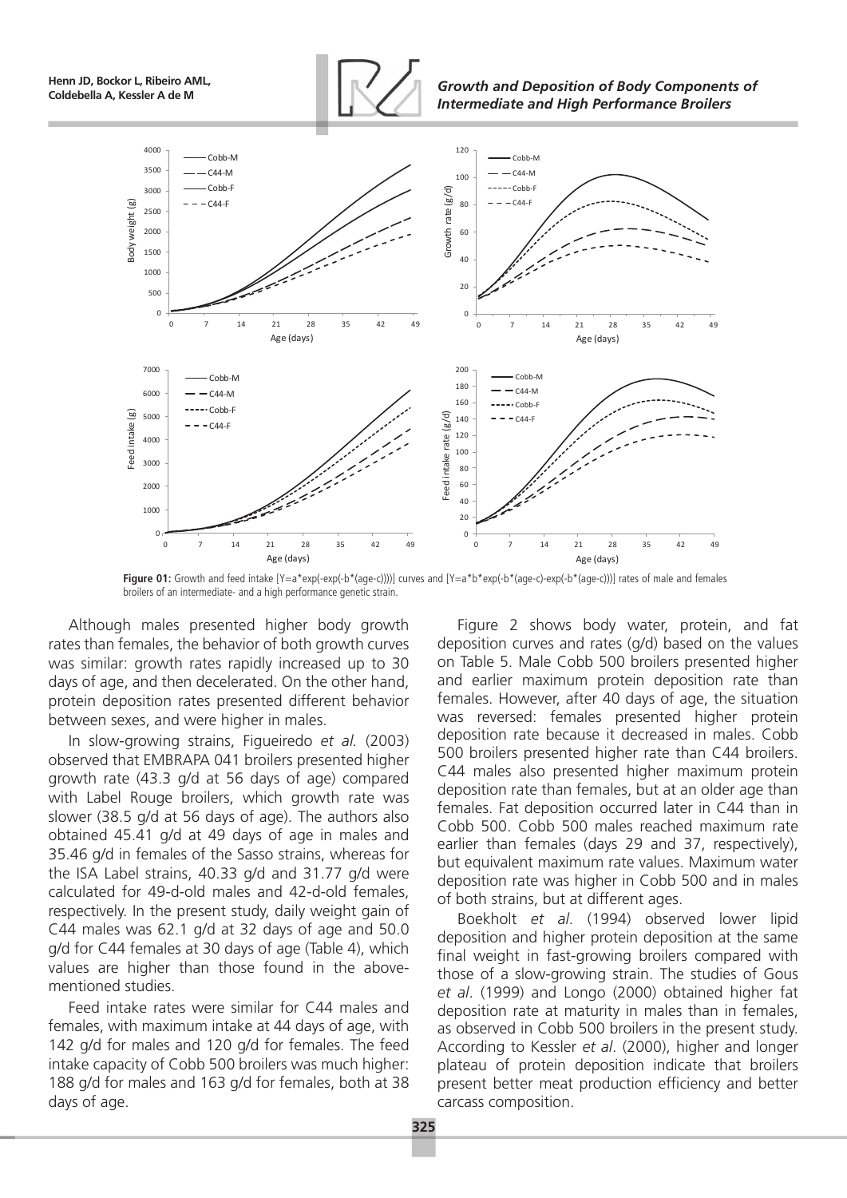**Figure 01:** Growth and feed intake [Y=a*exp(-exp(-b*(age-c)))] curves and [Y=a*b*exp(-b*(age-c)-exp(-b*(age-c)))] rates of male and females broilers of an intermediate- and a high performance genetic strain.

Although males presented higher body growth rates than females, the behavior of both growth curves was similar: growth rates rapidly increased up to 30 days of age, and then decelerated. On the other hand, protein deposition rates presented different behavior between sexes, and were higher in males.

In slow-growing strains, Figueiredo *et al.* (2003) observed that EMBRAPA 041 broilers presented higher growth rate (43.3 g/d at 56 days of age) compared with Label Rouge broilers, which growth rate was slower (38.5 g/d at 56 days of age). The authors also obtained 45.41 g/d at 49 days of age in males and 35.46 g/d in females of the Sasso strains, whereas for the ISA Label strains, 40.33 g/d and 31.77 g/d were calculated for 49-d-old males and 42-d-old females, respectively. In the present study, daily weight gain of C44 males was 62.1 g/d at 32 days of age and 50.0 g/d for C44 females at 30 days of age (Table 4), which values are higher than those found in the above-mentioned studies.

Feed intake rates were similar for C44 males and females, with maximum intake at 44 days of age, with 142 g/d for males and 120 g/d for females. The feed intake capacity of Cobb 500 broilers was much higher: 188 g/d for males and 163 g/d for females, both at 38 days of age.

Figure 2 shows body water, protein, and fat deposition curves and rates (g/d) based on the values on Table 5. Male Cobb 500 broilers presented higher and earlier maximum protein deposition rate than females. However, after 40 days of age, the situation was reversed: females presented higher protein deposition rate because it decreased in males. Cobb 500 broilers presented higher rate than C44 broilers. C44 males also presented higher maximum protein deposition rate than females, but at an older age than females. Fat deposition occurred later in C44 than in Cobb 500. Cobb 500 males reached maximum rate earlier than females (days 29 and 37, respectively), but equivalent maximum rate values. Maximum water deposition rate was higher in Cobb 500 and in males of both strains, but at different ages.

Boekholt *et al*. (1994) observed lower lipid deposition and higher protein deposition at the same final weight in fast-growing broilers compared with those of a slow-growing strain. The studies of Gous *et al*. (1999) and Longo (2000) obtained higher fat deposition rate at maturity in males than in females, as observed in Cobb 500 broilers in the present study. According to Kessler *et al*. (2000), higher and longer plateau of protein deposition indicate that broilers present better meat production efficiency and better carcass composition.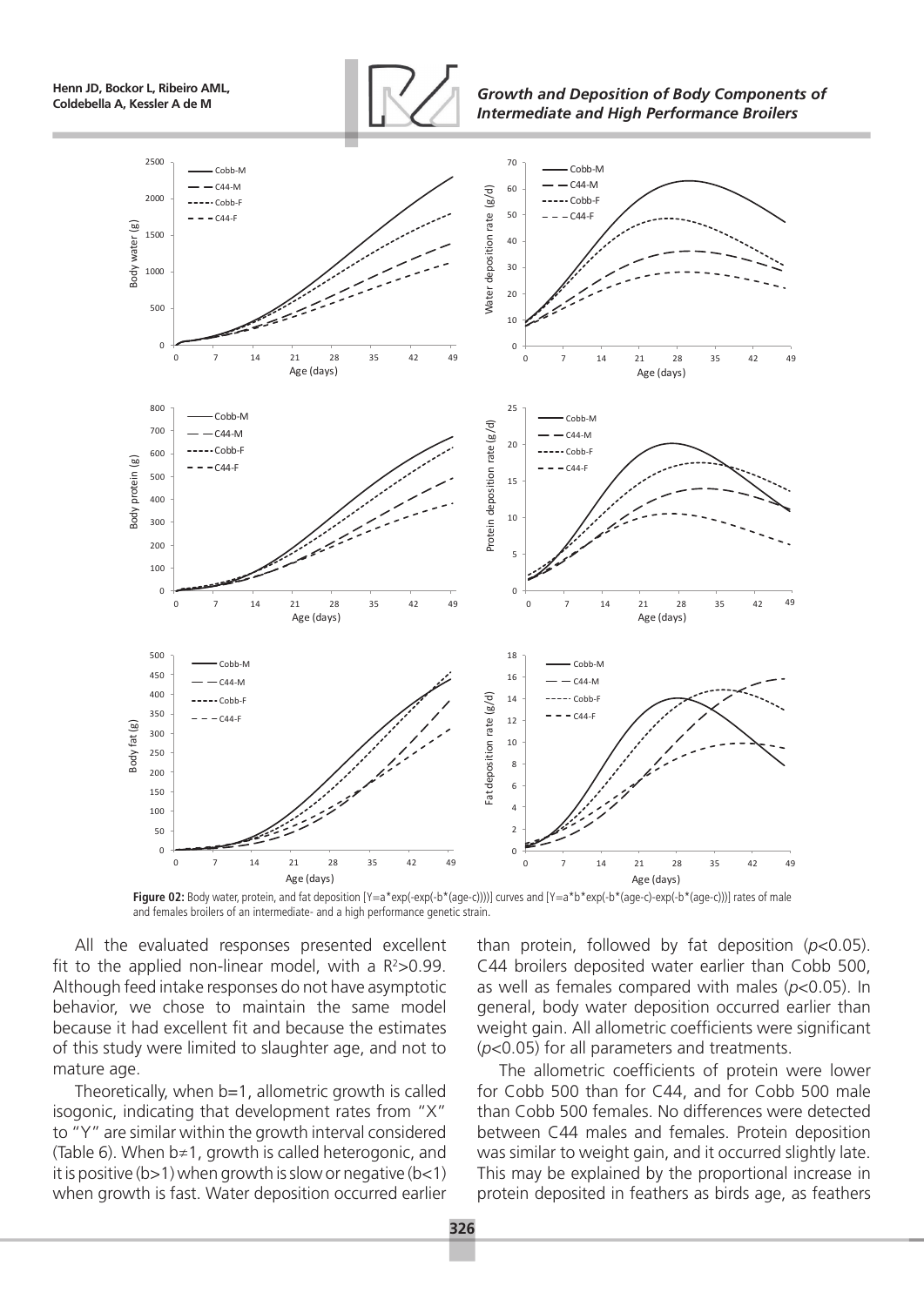**Figure 02:** Body water, protein, and fat deposition [Y=a*exp(-exp(-b*(age-c)))] curves and [Y=a*b*exp(-b*(age-c)-exp(-b*(age-c)))] rates of male and females broilers of an intermediate- and a high performance genetic strain.

All the evaluated responses presented excellent fit to the applied non-linear model, with a $R^2>0.99$. Although feed intake responses do not have asymptotic behavior, we chose to maintain the same model because it had excellent fit and because the estimates of this study were limited to slaughter age, and not to mature age.

Theoretically, when b=1, allometric growth is called isogonic, indicating that development rates from "X" to "Y" are similar within the growth interval considered (Table 6). When b≠1, growth is called heterogonic, and it is positive (b>1) when growth is slow or negative (b<1) when growth is fast. Water deposition occurred earlier than protein, followed by fat deposition ($p<0.05$). C44 broilers deposited water earlier than Cobb 500, as well as females compared with males ($p<0.05$). In general, body water deposition occurred earlier than weight gain. All allometric coefficients were significant ($p<0.05$) for all parameters and treatments.

The allometric coefficients of protein were lower for Cobb 500 than for C44, and for Cobb 500 male than Cobb 500 females. No differences were detected between C44 males and females. Protein deposition was similar to weight gain, and it occurred slightly late. This may be explained by the proportional increase in protein deposited in feathers as birds age, as feathers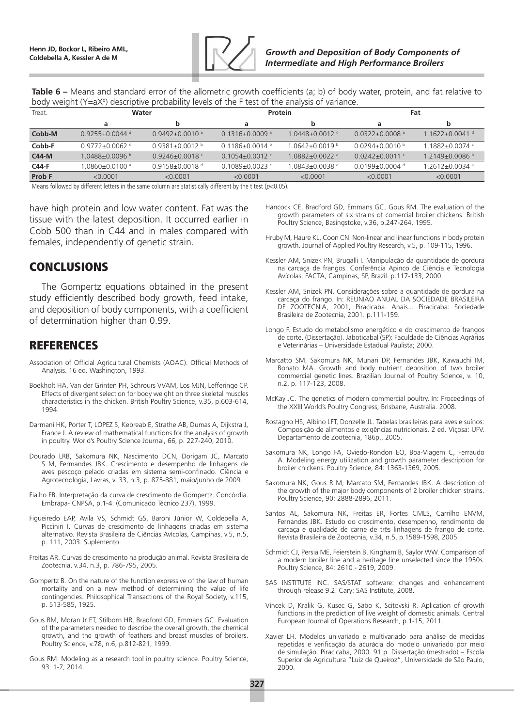**Table 6 –** Means and standard error of the allometric growth coefficients (a; b) of body water, protein, and fat relative to body weight ($Y=aX^b$) descriptive probability levels of the F test of the analysis of variance.

| Treat. | Water | | Protein | | Fat | |
|---|---|---|---|---|---|---|
| | a | b | a | b | a | b |
| **Cobb-M** | 0.9255±0.0044 [d] | 0.9492±0.0010 [a] | 0.1316±0.0009 [a] | 1.0448±0.0012 [c] | 0.0322±0.0008 [a] | 1.1622±0.0041 [d] |
| **Cobb-F** | 0.9772±0.0062 [c] | 0.9381±0.0012 [b] | 0.1186±0.0014 [b] | 1.0642±0.0019 [b] | 0.0294±0.0010 [b] | 1.1882±0.0074 [c] |
| **C44-M** | 1.0488±0.0096 [b] | 0.9246±0.0018 [c] | 0.1054±0.0012 [c] | 1.0882±0.0022 [a] | 0.0242±0.0011 [c] | 1.2149±0.0086 [b] |
| **C44-F** | 1.0860±0.0100 [a] | 0.9158±0.0018 [d] | 0.1089±0.0023 [c] | 1.0843±0.0038 [a] | 0.0199±0.0004 [d] | 1.2612±0.0034 [a] |
| **Prob F** | <0.0001 | <0.0001 | <0.0001 | <0.0001 | <0.0001 | <0.0001 |

Means followed by different letters in the same column are statistically different by the t test ($p<0.05$).

have high protein and low water content. Fat was the tissue with the latest deposition. It occurred earlier in Cobb 500 than in C44 and in males compared with females, independently of genetic strain.

## CONCLUSIONS

The Gompertz equations obtained in the present study efficiently described body growth, feed intake, and deposition of body components, with a coefficient of determination higher than 0.99.

## REFERENCES

Association of Official Agricultural Chemists (AOAC). Official Methods of Analysis. 16 ed. Washington, 1993.

Boekholt HA, Van der Grinten PH, Schrours VVAM, Los MJN, Lefferinge CP. Effects of divergent selection for body weight on three skeletal muscles characteristics in the chicken. British Poultry Science, v.35, p.603-614, 1994.

Darmani HK, Porter T, LÓPEZ S, Kebreab E, Strathe AB, Dumas A, Dijkstra J, France J. A review of mathematical functions for the analysis of growth in poultry. World's Poultry Science Journal, 66, p. 227-240, 2010.

Dourado LRB, Sakomura NK, Nascimento DCN, Dorigam JC, Marcato S M, Fernandes JBK. Crescimento e desempenho de linhagens de aves pescoço pelado criadas em sistema semi-confinado. Ciência e Agrotecnologia, Lavras, v. 33, n.3, p. 875-881, maio/junho de 2009.

Fialho FB. Interpretação da curva de crescimento de Gompertz. Concórdia. Embrapa- CNPSA, p.1-4. (Comunicado Técnico 237), 1999.

Figueiredo EAP, Avila VS, Schmidt GS, Baroni Júnior W, Coldebella A, Piccinin I. Curvas de crescimento de linhagens criadas em sistema alternativo. Revista Brasileira de Ciências Avícolas, Campinas, v.5, n.5, p. 111, 2003. Suplemento.

Freitas AR. Curvas de crescimento na produção animal. Revista Brasileira de Zootecnia, v.34, n.3, p. 786-795, 2005.

Gompertz B. On the nature of the function expressive of the law of human mortality and on a new method of determining the value of life contingencies. Philosophical Transactions of the Royal Society, v.115, p. 513-585, 1925.

Gous RM, Moran Jr ET, Stilborn HR, Bradford GD, Emmans GC. Evaluation of the parameters needed to describe the overall growth, the chemical growth, and the growth of feathers and breast muscles of broilers. Poultry Science, v.78, n.6, p.812-821, 1999.

Gous RM. Modeling as a research tool in poultry science. Poultry Science, 93: 1-7, 2014.

Hancock CE, Bradford GD, Emmans GC, Gous RM. The evaluation of the growth parameters of six strains of comercial broiler chickens. British Poultry Science, Basingstoke, v.36, p.247-264, 1995.

Hruby M, Haure KL, Coon CN. Non-linear and linear functions in body protein growth. Journal of Applied Poultry Research, v.5, p. 109-115, 1996.

Kessler AM, Snizek PN, Brugalli I. Manipulação da quantidade de gordura na carcaça de frangos. Conferência Apinco de Ciência e Tecnologia Avícolas. FACTA, Campinas, SP, Brazil. p.117-133, 2000.

Kessler AM, Snizek PN. Considerações sobre a quantidade de gordura na carcaça do frango. In: REUNIÃO ANUAL DA SOCIEDADE BRASILEIRA DE ZOOTECNIA, 2001, Piracicaba. Anais... Piracicaba: Sociedade Brasileira de Zootecnia, 2001. p.111-159.

Longo F. Estudo do metabolismo energético e do crescimento de frangos de corte. (Dissertação). Jaboticabal (SP): Faculdade de Ciências Agrárias e Veterinárias – Universidade Estadual Paulista; 2000.

Marcatto SM, Sakomura NK, Munari DP, Fernandes JBK, Kawauchi IM, Bonato MA. Growth and body nutrient deposition of two broiler commercial genetic lines. Brazilian Journal of Poultry Science, v. 10, n.2, p. 117-123, 2008.

McKay JC. The genetics of modern commercial poultry. In: Proceedings of the XXIII World's Poultry Congress, Brisbane, Australia. 2008.

Rostagno HS, Albino LFT, Donzelle JL. Tabelas brasileiras para aves e suínos: Composição de alimentos e exigências nutricionais. 2 ed. Viçosa: UFV. Departamento de Zootecnia, 186p., 2005.

Sakomura NK, Longo FA, Oviedo-Rondon EO, Boa-Viagem C, Ferraudo A. Modeling energy utilization and growth parameter description for broiler chickens. Poultry Science, 84: 1363-1369, 2005.

Sakomura NK, Gous R M, Marcato SM, Fernandes JBK. A description of the growth of the major body components of 2 broiler chicken strains. Poultry Science, 90: 2888-2896, 2011.

Santos AL, Sakomura NK, Freitas ER, Fortes CMLS, Carrilho ENVM, Fernandes JBK. Estudo do crescimento, desempenho, rendimento de carcaça e qualidade de carne de três linhagens de frango de corte. Revista Brasileira de Zootecnia, v.34, n.5, p.1589-1598, 2005.

Schmidt CJ, Persia ME, Feierstein B, Kingham B, Saylor WW. Comparison of a modern broiler line and a heritage line unselected since the 1950s. Poultry Science, 84: 2610 - 2619, 2009.

SAS INSTITUTE INC. SAS/STAT software: changes and enhancement through release 9.2. Cary: SAS Institute, 2008.

Vincek D, Kralik G, Kusec G, Sabo K, Scitovski R. Aplication of growth functions in the prediction of live weight of domestic animals. Central European Journal of Operations Research, p.1-15, 2011.

Xavier LH. Modelos univariado e multivariado para análise de medidas repetidas e verificação da acurácia do modelo univariado por meio de simulação. Piracicaba, 2000. 91 p. Dissertação (mestrado) – Escola Superior de Agricultura "Luiz de Queiroz", Universidade de São Paulo, 2000.